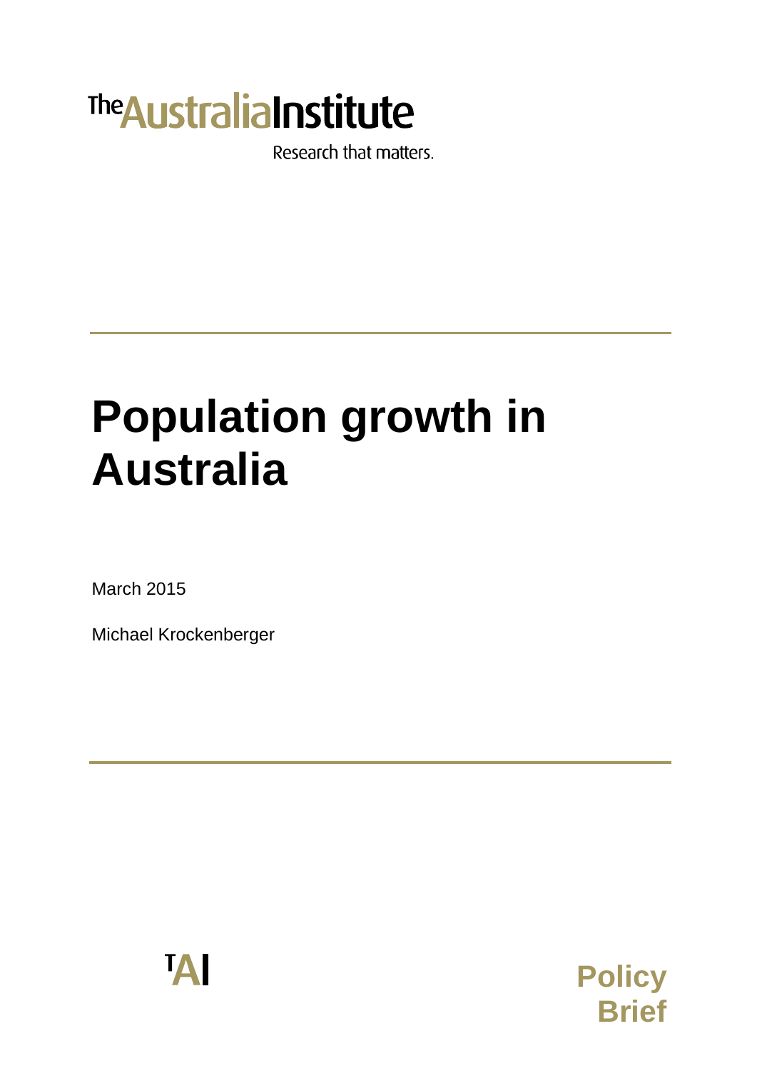The Australia Institute

Research that matters.

# Population growth in Australia

March 2015

Michael Krockenberger

TAI

Policy Brief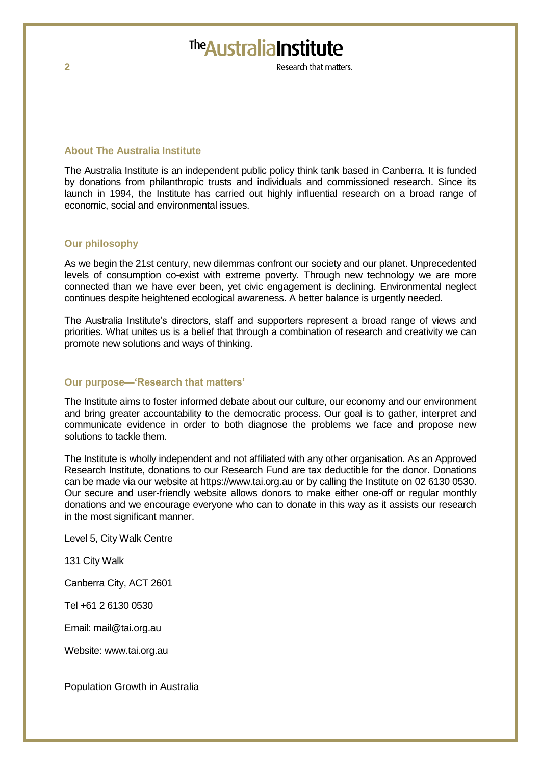## About The Australia Institute

The Australia Institute is an independent public policy think tank based in Canberra. It is funded by donations from philanthropic trusts and individuals and commissioned research. Since its launch in 1994, the Institute has carried out highly influential research on a broad range of economic, social and environmental issues.

## Our philosophy

As we begin the 21st century, new dilemmas confront our society and our planet. Unprecedented levels of consumption co-exist with extreme poverty. Through new technology we are more connected than we have ever been, yet civic engagement is declining. Environmental neglect continues despite heightened ecological awareness. A better balance is urgently needed.

The Australia Institute's directors, staff and supporters represent a broad range of views and priorities. What unites us is a belief that through a combination of research and creativity we can promote new solutions and ways of thinking.

## Our purpose—'Research that matters'

The Institute aims to foster informed debate about our culture, our economy and our environment and bring greater accountability to the democratic process. Our goal is to gather, interpret and communicate evidence in order to both diagnose the problems we face and propose new solutions to tackle them.

The Institute is wholly independent and not affiliated with any other organisation. As an Approved Research Institute, donations to our Research Fund are tax deductible for the donor. Donations can be made via our website at https://www.tai.org.au or by calling the Institute on 02 6130 0530. Our secure and user-friendly website allows donors to make either one-off or regular monthly donations and we encourage everyone who can to donate in this way as it assists our research in the most significant manner.

Level 5, City Walk Centre

131 City Walk

Canberra City, ACT 2601

Tel +61 2 6130 0530

Email: mail@tai.org.au

Website: www.tai.org.au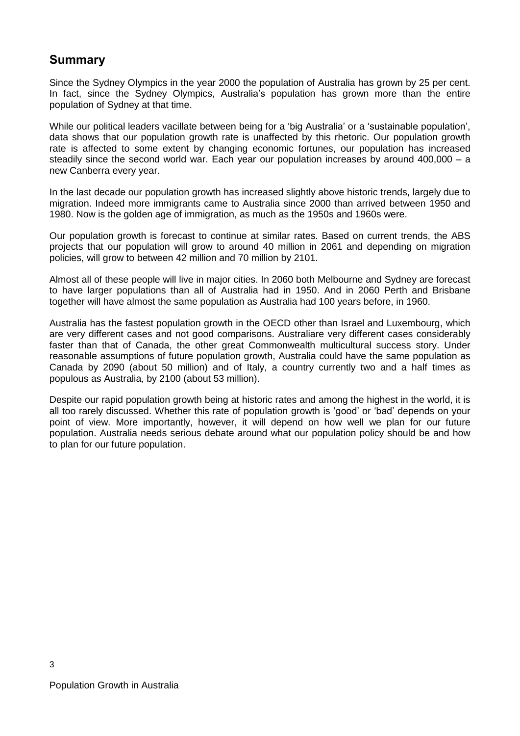## Summary

Since the Sydney Olympics in the year 2000 the population of Australia has grown by 25 per cent. In fact, since the Sydney Olympics, Australia's population has grown more than the entire population of Sydney at that time.

While our political leaders vacillate between being for a 'big Australia' or a 'sustainable population', data shows that our population growth rate is unaffected by this rhetoric. Our population growth rate is affected to some extent by changing economic fortunes, our population has increased steadily since the second world war. Each year our population increases by around 400,000 – a new Canberra every year.

In the last decade our population growth has increased slightly above historic trends, largely due to migration. Indeed more immigrants came to Australia since 2000 than arrived between 1950 and 1980. Now is the golden age of immigration, as much as the 1950s and 1960s were.

Our population growth is forecast to continue at similar rates. Based on current trends, the ABS projects that our population will grow to around 40 million in 2061 and depending on migration policies, will grow to between 42 million and 70 million by 2101.

Almost all of these people will live in major cities. In 2060 both Melbourne and Sydney are forecast to have larger populations than all of Australia had in 1950. And in 2060 Perth and Brisbane together will have almost the same population as Australia had 100 years before, in 1960.

Australia has the fastest population growth in the OECD other than Israel and Luxembourg, which are very different cases and not good comparisons. Australiare very different cases considerably faster than that of Canada, the other great Commonwealth multicultural success story. Under reasonable assumptions of future population growth, Australia could have the same population as Canada by 2090 (about 50 million) and of Italy, a country currently two and a half times as populous as Australia, by 2100 (about 53 million).

Despite our rapid population growth being at historic rates and among the highest in the world, it is all too rarely discussed. Whether this rate of population growth is 'good' or 'bad' depends on your point of view. More importantly, however, it will depend on how well we plan for our future population. Australia needs serious debate around what our population policy should be and how to plan for our future population.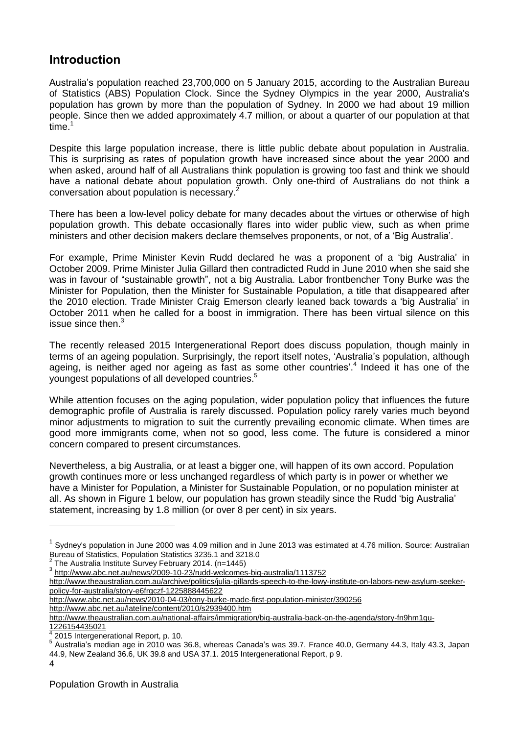## Introduction

Australia's population reached 23,700,000 on 5 January 2015, according to the Australian Bureau of Statistics (ABS) Population Clock. Since the Sydney Olympics in the year 2000, Australia's population has grown by more than the population of Sydney. In 2000 we had about 19 million people. Since then we added approximately 4.7 million, or about a quarter of our population at that time.[1]

Despite this large population increase, there is little public debate about population in Australia. This is surprising as rates of population growth have increased since about the year 2000 and when asked, around half of all Australians think population is growing too fast and think we should have a national debate about population growth. Only one-third of Australians do not think a conversation about population is necessary.[2]

There has been a low-level policy debate for many decades about the virtues or otherwise of high population growth. This debate occasionally flares into wider public view, such as when prime ministers and other decision makers declare themselves proponents, or not, of a 'Big Australia'.

For example, Prime Minister Kevin Rudd declared he was a proponent of a 'big Australia' in October 2009. Prime Minister Julia Gillard then contradicted Rudd in June 2010 when she said she was in favour of "sustainable growth", not a big Australia. Labor frontbencher Tony Burke was the Minister for Population, then the Minister for Sustainable Population, a title that disappeared after the 2010 election. Trade Minister Craig Emerson clearly leaned back towards a 'big Australia' in October 2011 when he called for a boost in immigration. There has been virtual silence on this issue since then.[3]

The recently released 2015 Intergenerational Report does discuss population, though mainly in terms of an ageing population. Surprisingly, the report itself notes, 'Australia's population, although ageing, is neither aged nor ageing as fast as some other countries'.[4] Indeed it has one of the youngest populations of all developed countries.[5]

While attention focuses on the aging population, wider population policy that influences the future demographic profile of Australia is rarely discussed. Population policy rarely varies much beyond minor adjustments to migration to suit the currently prevailing economic climate. When times are good more immigrants come, when not so good, less come. The future is considered a minor concern compared to present circumstances.

Nevertheless, a big Australia, or at least a bigger one, will happen of its own accord. Population growth continues more or less unchanged regardless of which party is in power or whether we have a Minister for Population, a Minister for Sustainable Population, or no population minister at all. As shown in Figure 1 below, our population has grown steadily since the Rudd 'big Australia' statement, increasing by 1.8 million (or over 8 per cent) in six years.

---

[1] Sydney's population in June 2000 was 4.09 million and in June 2013 was estimated at 4.76 million. Source: Australian Bureau of Statistics, Population Statistics 3235.1 and 3218.0

[2] The Australia Institute Survey February 2014. (n=1445)

[3] http://www.abc.net.au/news/2009-10-23/rudd-welcomes-big-australia/1113752
http://www.theaustralian.com.au/archive/politics/julia-gillards-speech-to-the-lowy-institute-on-labors-new-asylum-seeker-policy-for-australia/story-e6frgczf-1225888445622
http://www.abc.net.au/news/2010-04-03/tony-burke-made-first-population-minister/390256
http://www.abc.net.au/lateline/content/2010/s2939400.htm
http://www.theaustralian.com.au/national-affairs/immigration/big-australia-back-on-the-agenda/story-fn9hm1gu-1226154435021

[4] 2015 Intergenerational Report, p. 10.

[5] Australia's median age in 2010 was 36.8, whereas Canada's was 39.7, France 40.0, Germany 44.3, Italy 43.3, Japan 44.9, New Zealand 36.6, UK 39.8 and USA 37.1. 2015 Intergenerational Report, p 9.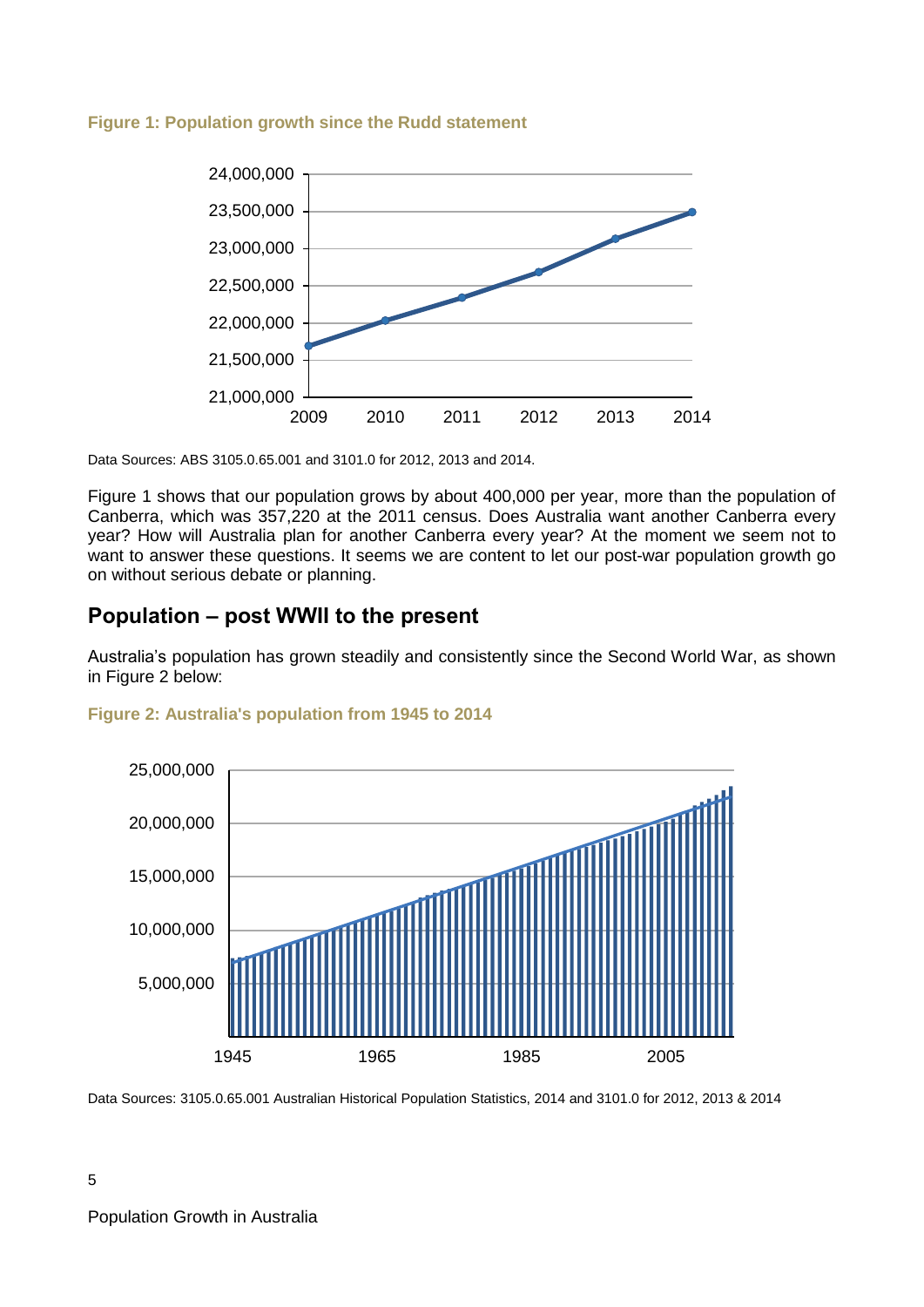**Figure 1: Population growth since the Rudd statement**

Data Sources: ABS 3105.0.65.001 and 3101.0 for 2012, 2013 and 2014.

Figure 1 shows that our population grows by about 400,000 per year, more than the population of Canberra, which was 357,220 at the 2011 census. Does Australia want another Canberra every year? How will Australia plan for another Canberra every year? At the moment we seem not to want to answer these questions. It seems we are content to let our post-war population growth go on without serious debate or planning.

## Population – post WWII to the present

Australia's population has grown steadily and consistently since the Second World War, as shown in Figure 2 below:

**Figure 2: Australia's population from 1945 to 2014**

Data Sources: 3105.0.65.001 Australian Historical Population Statistics, 2014 and 3101.0 for 2012, 2013 & 2014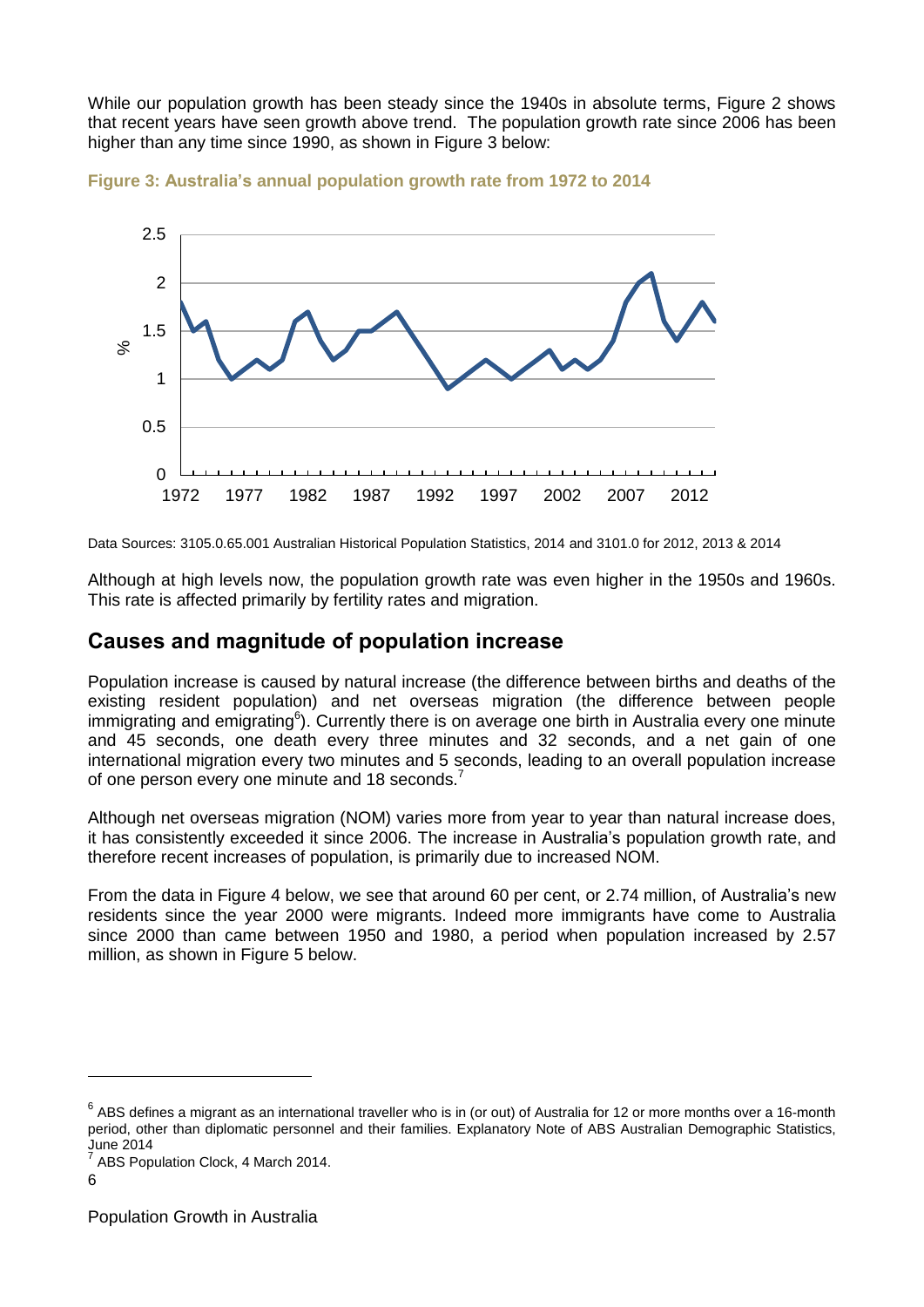While our population growth has been steady since the 1940s in absolute terms, Figure 2 shows that recent years have seen growth above trend. The population growth rate since 2006 has been higher than any time since 1990, as shown in Figure 3 below:

**Figure 3: Australia's annual population growth rate from 1972 to 2014**

Data Sources: 3105.0.65.001 Australian Historical Population Statistics, 2014 and 3101.0 for 2012, 2013 & 2014

Although at high levels now, the population growth rate was even higher in the 1950s and 1960s. This rate is affected primarily by fertility rates and migration.

## Causes and magnitude of population increase

Population increase is caused by natural increase (the difference between births and deaths of the existing resident population) and net overseas migration (the difference between people immigrating and emigrating[6]). Currently there is on average one birth in Australia every one minute and 45 seconds, one death every three minutes and 32 seconds, and a net gain of one international migration every two minutes and 5 seconds, leading to an overall population increase of one person every one minute and 18 seconds.[7]

Although net overseas migration (NOM) varies more from year to year than natural increase does, it has consistently exceeded it since 2006. The increase in Australia's population growth rate, and therefore recent increases of population, is primarily due to increased NOM.

From the data in Figure 4 below, we see that around 60 per cent, or 2.74 million, of Australia's new residents since the year 2000 were migrants. Indeed more immigrants have come to Australia since 2000 than came between 1950 and 1980, a period when population increased by 2.57 million, as shown in Figure 5 below.

---

[6] ABS defines a migrant as an international traveller who is in (or out) of Australia for 12 or more months over a 16-month period, other than diplomatic personnel and their families. Explanatory Note of ABS Australian Demographic Statistics, June 2014

[7] ABS Population Clock, 4 March 2014.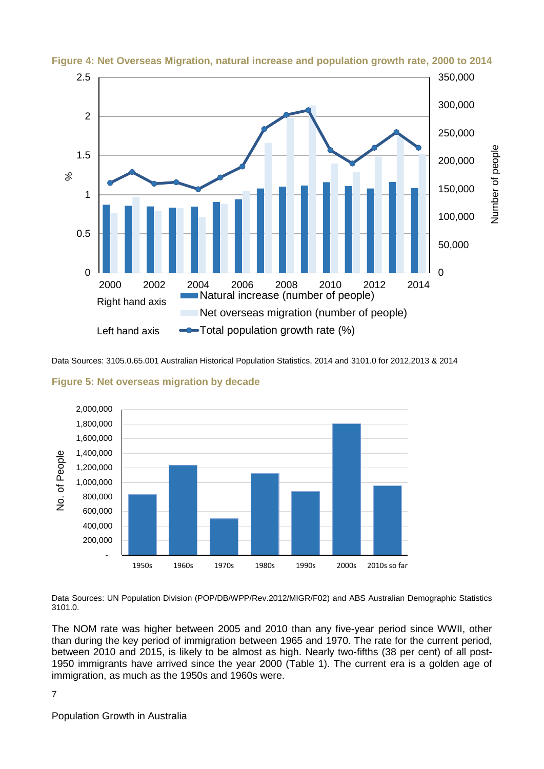**Figure 4: Net Overseas Migration, natural increase and population growth rate, 2000 to 2014**

Data Sources: 3105.0.65.001 Australian Historical Population Statistics, 2014 and 3101.0 for 2012,2013 & 2014

**Figure 5: Net overseas migration by decade**

Data Sources: UN Population Division (POP/DB/WPP/Rev.2012/MIGR/F02) and ABS Australian Demographic Statistics 3101.0.

The NOM rate was higher between 2005 and 2010 than any five-year period since WWII, other than during the key period of immigration between 1965 and 1970. The rate for the current period, between 2010 and 2015, is likely to be almost as high. Nearly two-fifths (38 per cent) of all post-1950 immigrants have arrived since the year 2000 (Table 1). The current era is a golden age of immigration, as much as the 1950s and 1960s were.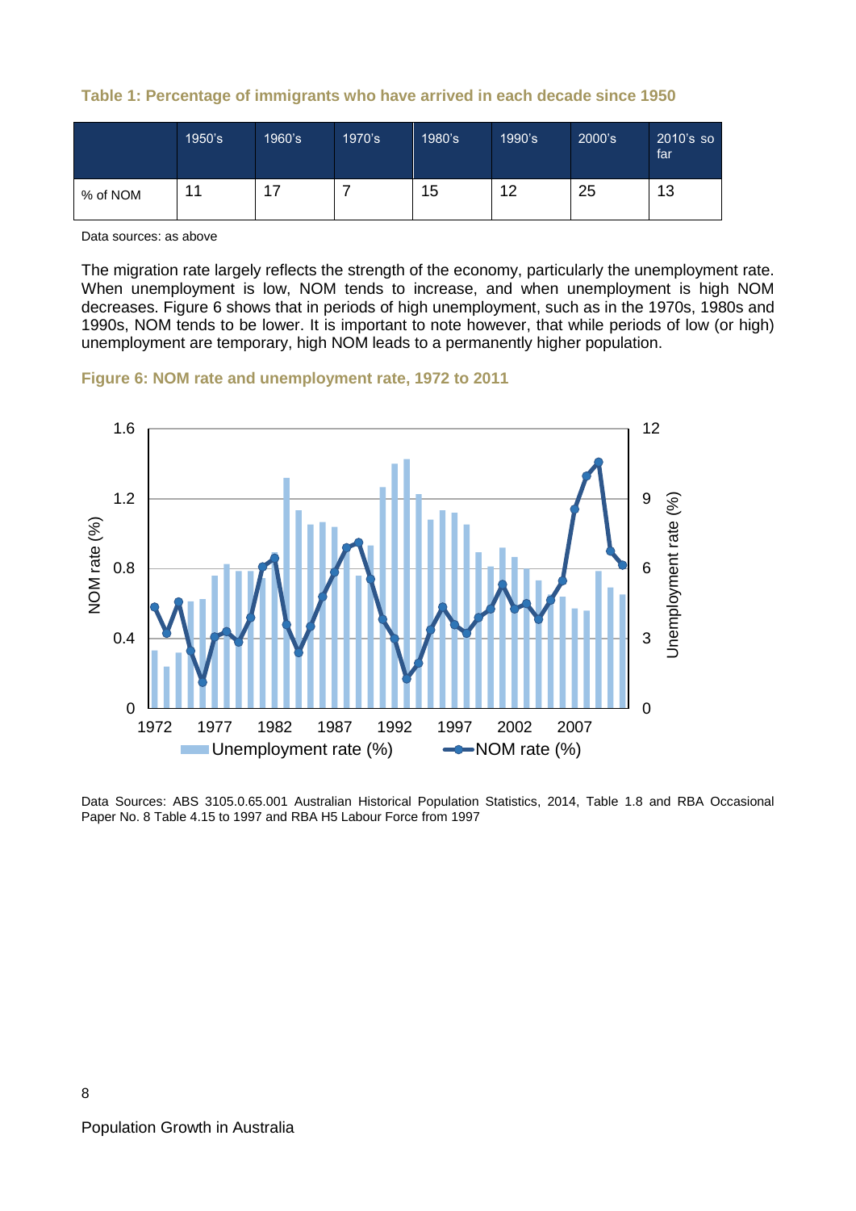**Table 1: Percentage of immigrants who have arrived in each decade since 1950**

| | 1950's | 1960's | 1970's | 1980's | 1990's | 2000's | 2010's so far |
|---|---|---|---|---|---|---|---|
| % of NOM | 11 | 17 | 7 | 15 | 12 | 25 | 13 |

Data sources: as above

The migration rate largely reflects the strength of the economy, particularly the unemployment rate. When unemployment is low, NOM tends to increase, and when unemployment is high NOM decreases. Figure 6 shows that in periods of high unemployment, such as in the 1970s, 1980s and 1990s, NOM tends to be lower. It is important to note however, that while periods of low (or high) unemployment are temporary, high NOM leads to a permanently higher population.

**Figure 6: NOM rate and unemployment rate, 1972 to 2011**

Data Sources: ABS 3105.0.65.001 Australian Historical Population Statistics, 2014, Table 1.8 and RBA Occasional Paper No. 8 Table 4.15 to 1997 and RBA H5 Labour Force from 1997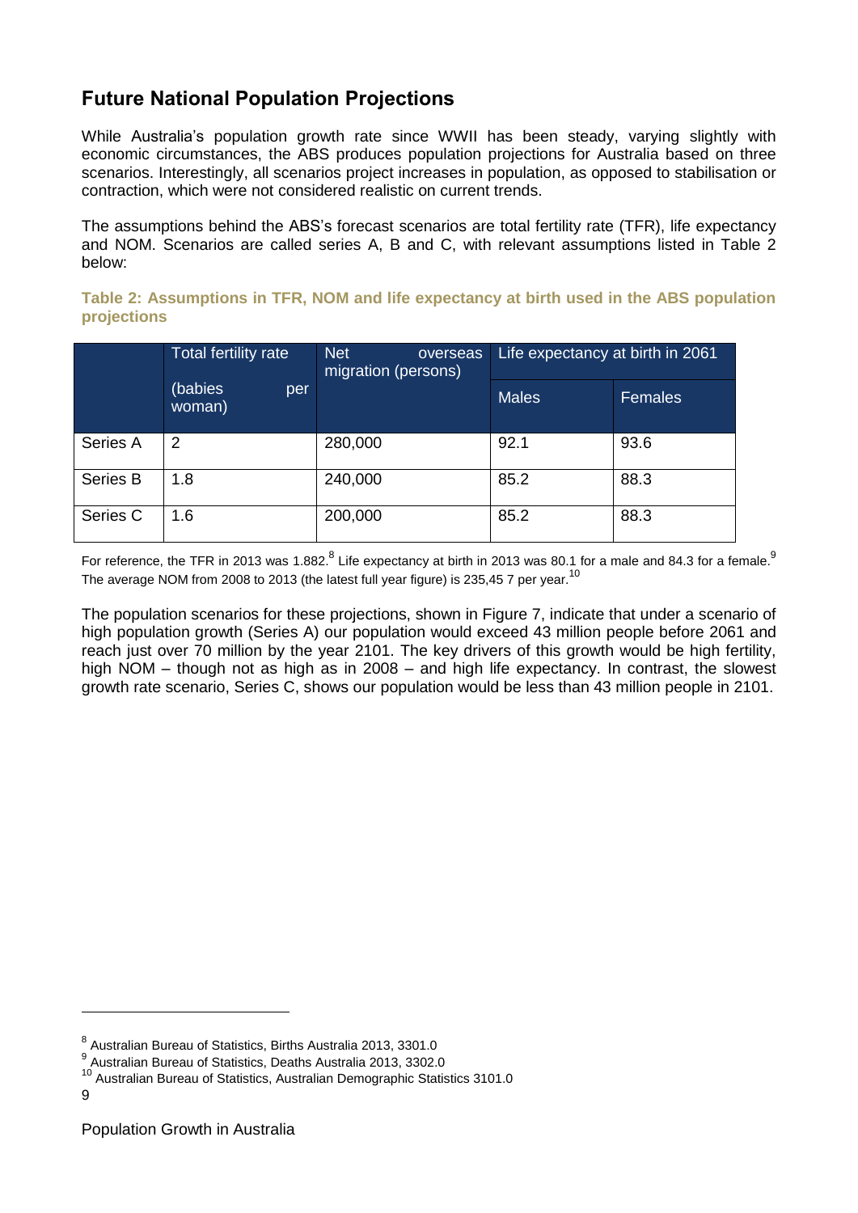## Future National Population Projections

While Australia's population growth rate since WWII has been steady, varying slightly with economic circumstances, the ABS produces population projections for Australia based on three scenarios. Interestingly, all scenarios project increases in population, as opposed to stabilisation or contraction, which were not considered realistic on current trends.

The assumptions behind the ABS's forecast scenarios are total fertility rate (TFR), life expectancy and NOM. Scenarios are called series A, B and C, with relevant assumptions listed in Table 2 below:

**Table 2: Assumptions in TFR, NOM and life expectancy at birth used in the ABS population projections**

| | Total fertility rate (babies per woman) | Net overseas migration (persons) | Life expectancy at birth in 2061 | |
|---|---|---|---|---|
| | | | Males | Females |
| Series A | 2 | 280,000 | 92.1 | 93.6 |
| Series B | 1.8 | 240,000 | 85.2 | 88.3 |
| Series C | 1.6 | 200,000 | 85.2 | 88.3 |

For reference, the TFR in 2013 was 1.882.[8] Life expectancy at birth in 2013 was 80.1 for a male and 84.3 for a female.[9] The average NOM from 2008 to 2013 (the latest full year figure) is 235,45 7 per year.[10]

The population scenarios for these projections, shown in Figure 7, indicate that under a scenario of high population growth (Series A) our population would exceed 43 million people before 2061 and reach just over 70 million by the year 2101. The key drivers of this growth would be high fertility, high NOM – though not as high as in 2008 – and high life expectancy. In contrast, the slowest growth rate scenario, Series C, shows our population would be less than 43 million people in 2101.

---

[8] Australian Bureau of Statistics, Births Australia 2013, 3301.0

[9] Australian Bureau of Statistics, Deaths Australia 2013, 3302.0

[10] Australian Bureau of Statistics, Australian Demographic Statistics 3101.0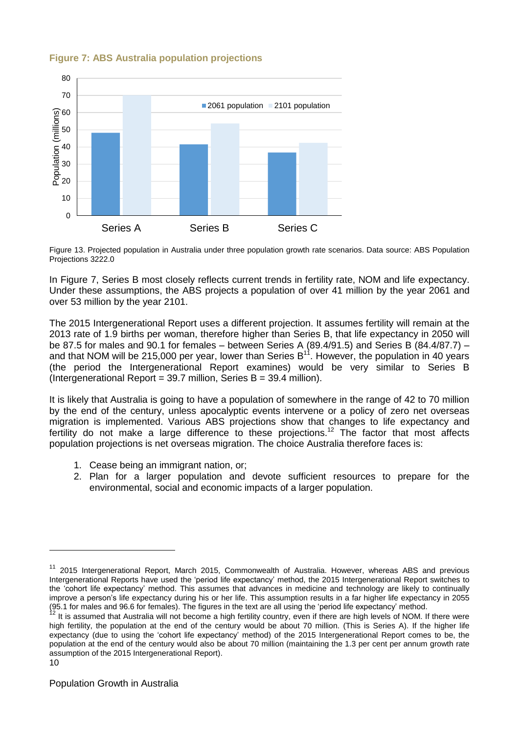**Figure 7: ABS Australia population projections**

Figure 13. Projected population in Australia under three population growth rate scenarios. Data source: ABS Population Projections 3222.0

In Figure 7, Series B most closely reflects current trends in fertility rate, NOM and life expectancy. Under these assumptions, the ABS projects a population of over 41 million by the year 2061 and over 53 million by the year 2101.

The 2015 Intergenerational Report uses a different projection. It assumes fertility will remain at the 2013 rate of 1.9 births per woman, therefore higher than Series B, that life expectancy in 2050 will be 87.5 for males and 90.1 for females – between Series A (89.4/91.5) and Series B (84.4/87.7) – and that NOM will be 215,000 per year, lower than Series B[11]. However, the population in 40 years (the period the Intergenerational Report examines) would be very similar to Series B (Intergenerational Report = 39.7 million, Series B = 39.4 million).

It is likely that Australia is going to have a population of somewhere in the range of 42 to 70 million by the end of the century, unless apocalyptic events intervene or a policy of zero net overseas migration is implemented. Various ABS projections show that changes to life expectancy and fertility do not make a large difference to these projections.[12] The factor that most affects population projections is net overseas migration. The choice Australia therefore faces is:

1. Cease being an immigrant nation, or;
2. Plan for a larger population and devote sufficient resources to prepare for the environmental, social and economic impacts of a larger population.

---

[11] 2015 Intergenerational Report, March 2015, Commonwealth of Australia. However, whereas ABS and previous Intergenerational Reports have used the 'period life expectancy' method, the 2015 Intergenerational Report switches to the 'cohort life expectancy' method. This assumes that advances in medicine and technology are likely to continually improve a person's life expectancy during his or her life. This assumption results in a far higher life expectancy in 2055 (95.1 for males and 96.6 for females). The figures in the text are all using the 'period life expectancy' method.

[12] It is assumed that Australia will not become a high fertility country, even if there are high levels of NOM. If there were high fertility, the population at the end of the century would be about 70 million. (This is Series A). If the higher life expectancy (due to using the 'cohort life expectancy' method) of the 2015 Intergenerational Report comes to be, the population at the end of the century would also be about 70 million (maintaining the 1.3 per cent per annum growth rate assumption of the 2015 Intergenerational Report).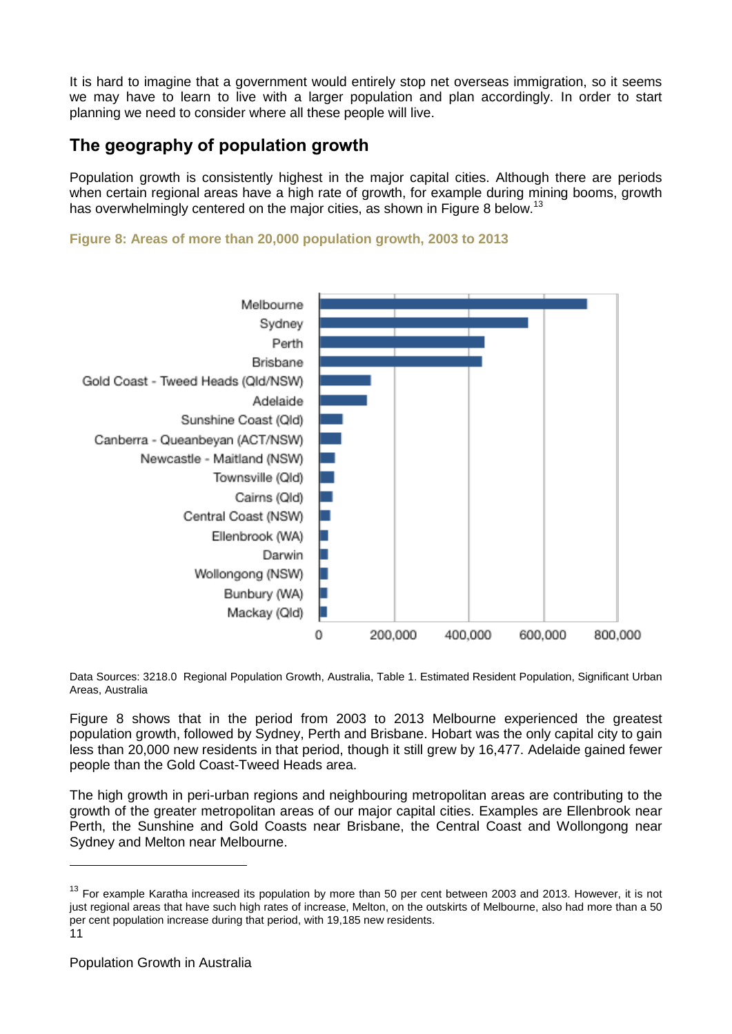It is hard to imagine that a government would entirely stop net overseas immigration, so it seems we may have to learn to live with a larger population and plan accordingly. In order to start planning we need to consider where all these people will live.

## The geography of population growth

Population growth is consistently highest in the major capital cities. Although there are periods when certain regional areas have a high rate of growth, for example during mining booms, growth has overwhelmingly centered on the major cities, as shown in Figure 8 below.[13]

**Figure 8: Areas of more than 20,000 population growth, 2003 to 2013**

Data Sources: 3218.0 Regional Population Growth, Australia, Table 1. Estimated Resident Population, Significant Urban Areas, Australia

Figure 8 shows that in the period from 2003 to 2013 Melbourne experienced the greatest population growth, followed by Sydney, Perth and Brisbane. Hobart was the only capital city to gain less than 20,000 new residents in that period, though it still grew by 16,477. Adelaide gained fewer people than the Gold Coast-Tweed Heads area.

The high growth in peri-urban regions and neighbouring metropolitan areas are contributing to the growth of the greater metropolitan areas of our major capital cities. Examples are Ellenbrook near Perth, the Sunshine and Gold Coasts near Brisbane, the Central Coast and Wollongong near Sydney and Melton near Melbourne.

[13] For example Karatha increased its population by more than 50 per cent between 2003 and 2013. However, it is not just regional areas that have such high rates of increase, Melton, on the outskirts of Melbourne, also had more than a 50 per cent population increase during that period, with 19,185 new residents.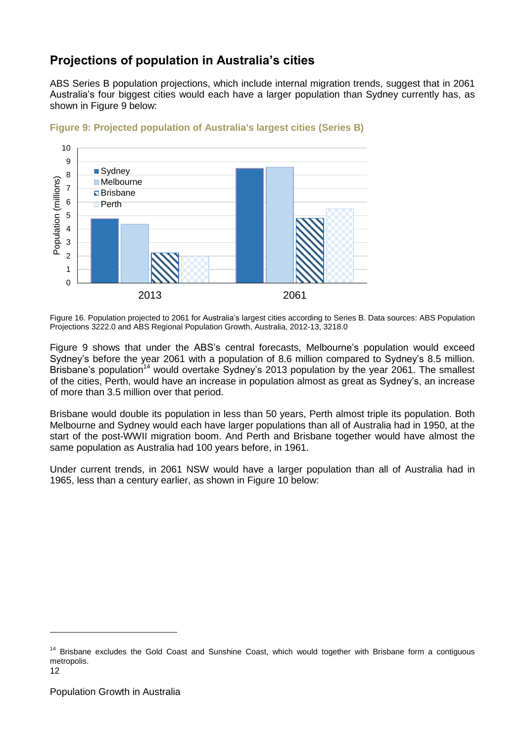## Projections of population in Australia's cities

ABS Series B population projections, which include internal migration trends, suggest that in 2061 Australia's four biggest cities would each have a larger population than Sydney currently has, as shown in Figure 9 below:

**Figure 9: Projected population of Australia's largest cities (Series B)**

Figure 16. Population projected to 2061 for Australia's largest cities according to Series B. Data sources: ABS Population Projections 3222.0 and ABS Regional Population Growth, Australia, 2012-13, 3218.0

Figure 9 shows that under the ABS's central forecasts, Melbourne's population would exceed Sydney's before the year 2061 with a population of 8.6 million compared to Sydney's 8.5 million. Brisbane's population[14] would overtake Sydney's 2013 population by the year 2061. The smallest of the cities, Perth, would have an increase in population almost as great as Sydney's, an increase of more than 3.5 million over that period.

Brisbane would double its population in less than 50 years, Perth almost triple its population. Both Melbourne and Sydney would each have larger populations than all of Australia had in 1950, at the start of the post-WWII migration boom. And Perth and Brisbane together would have almost the same population as Australia had 100 years before, in 1961.

Under current trends, in 2061 NSW would have a larger population than all of Australia had in 1965, less than a century earlier, as shown in Figure 10 below:

[14] Brisbane excludes the Gold Coast and Sunshine Coast, which would together with Brisbane form a contiguous metropolis.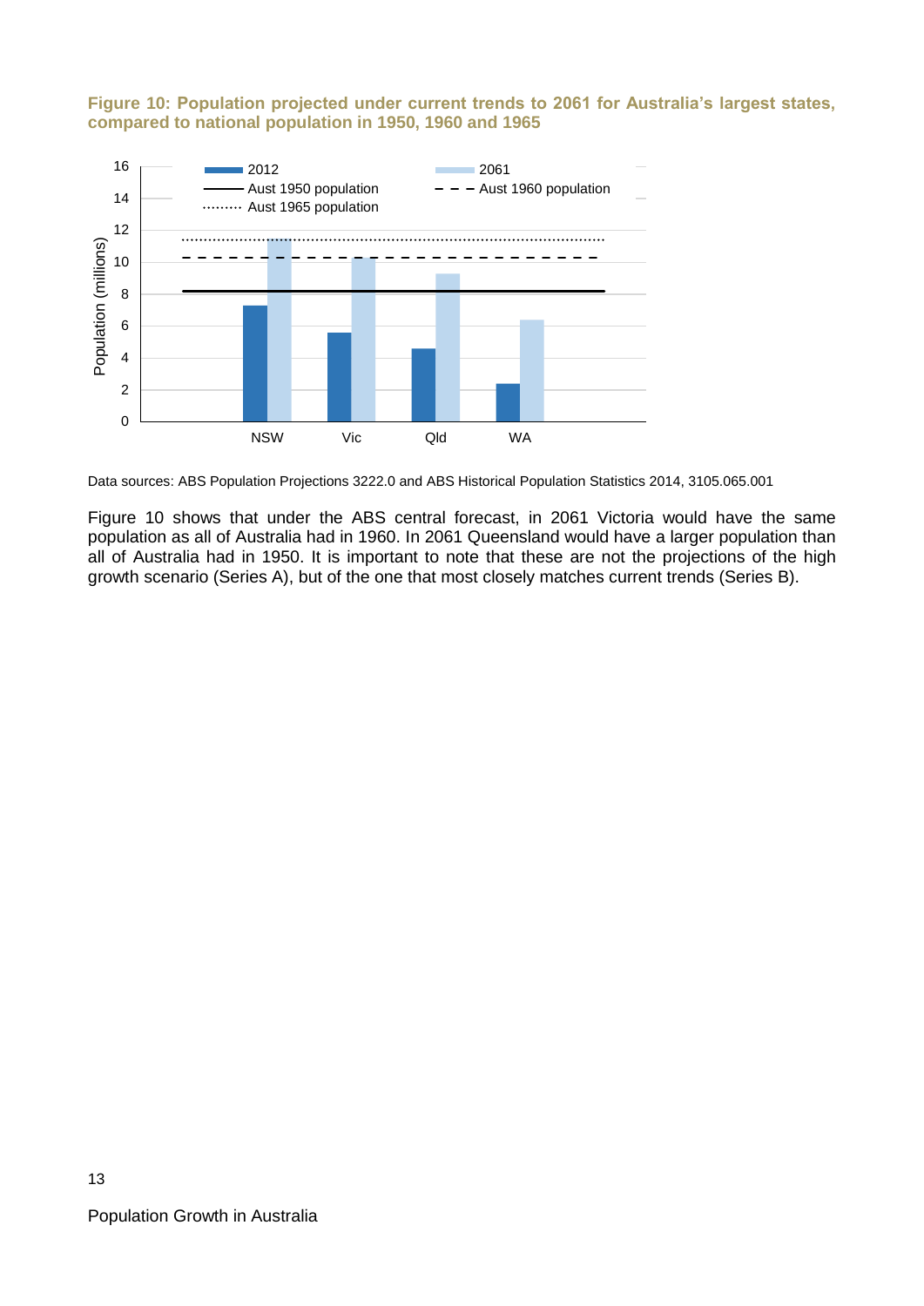**Figure 10: Population projected under current trends to 2061 for Australia's largest states, compared to national population in 1950, 1960 and 1965**

Data sources: ABS Population Projections 3222.0 and ABS Historical Population Statistics 2014, 3105.065.001

Figure 10 shows that under the ABS central forecast, in 2061 Victoria would have the same population as all of Australia had in 1960. In 2061 Queensland would have a larger population than all of Australia had in 1950. It is important to note that these are not the projections of the high growth scenario (Series A), but of the one that most closely matches current trends (Series B).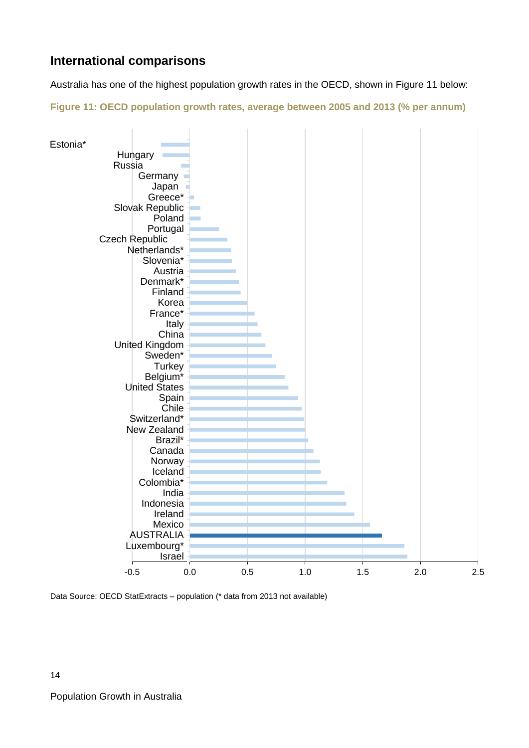## International comparisons

Australia has one of the highest population growth rates in the OECD, shown in Figure 11 below:

**Figure 11: OECD population growth rates, average between 2005 and 2013 (% per annum)**

Data Source: OECD StatExtracts – population (* data from 2013 not available)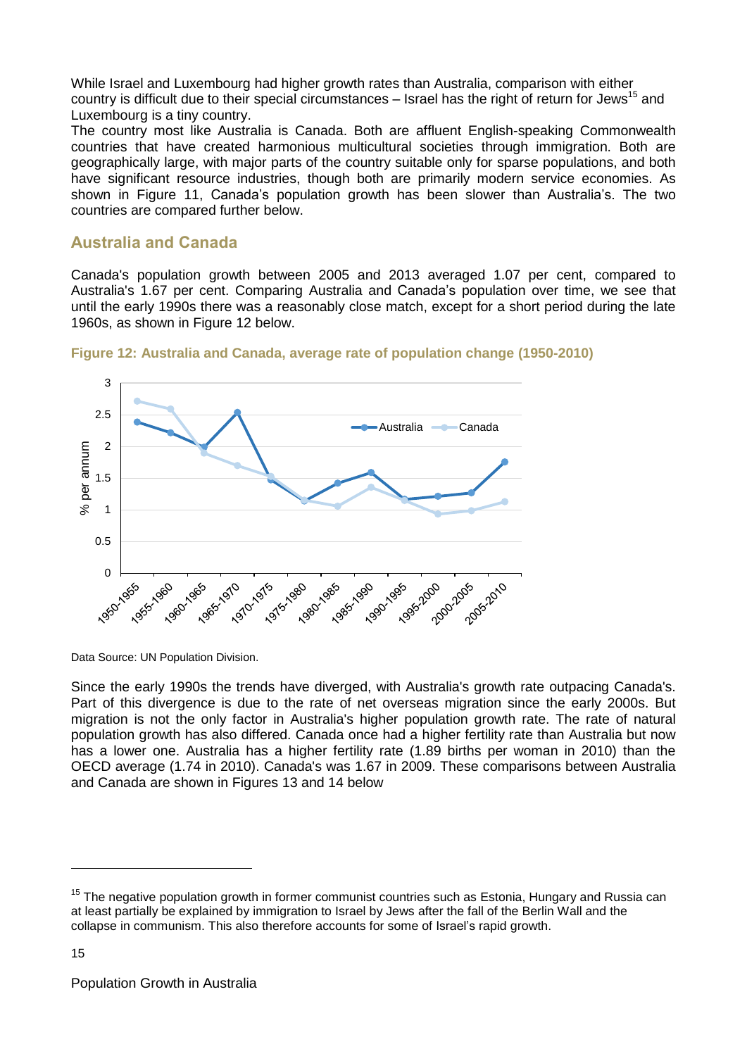While Israel and Luxembourg had higher growth rates than Australia, comparison with either country is difficult due to their special circumstances – Israel has the right of return for Jews[15] and Luxembourg is a tiny country.

The country most like Australia is Canada. Both are affluent English-speaking Commonwealth countries that have created harmonious multicultural societies through immigration. Both are geographically large, with major parts of the country suitable only for sparse populations, and both have significant resource industries, though both are primarily modern service economies. As shown in Figure 11, Canada's population growth has been slower than Australia's. The two countries are compared further below.

## Australia and Canada

Canada's population growth between 2005 and 2013 averaged 1.07 per cent, compared to Australia's 1.67 per cent. Comparing Australia and Canada's population over time, we see that until the early 1990s there was a reasonably close match, except for a short period during the late 1960s, as shown in Figure 12 below.

**Figure 12: Australia and Canada, average rate of population change (1950-2010)**

Data Source: UN Population Division.

Since the early 1990s the trends have diverged, with Australia's growth rate outpacing Canada's. Part of this divergence is due to the rate of net overseas migration since the early 2000s. But migration is not the only factor in Australia's higher population growth rate. The rate of natural population growth has also differed. Canada once had a higher fertility rate than Australia but now has a lower one. Australia has a higher fertility rate (1.89 births per woman in 2010) than the OECD average (1.74 in 2010). Canada's was 1.67 in 2009. These comparisons between Australia and Canada are shown in Figures 13 and 14 below

[15] The negative population growth in former communist countries such as Estonia, Hungary and Russia can at least partially be explained by immigration to Israel by Jews after the fall of the Berlin Wall and the collapse in communism. This also therefore accounts for some of Israel's rapid growth.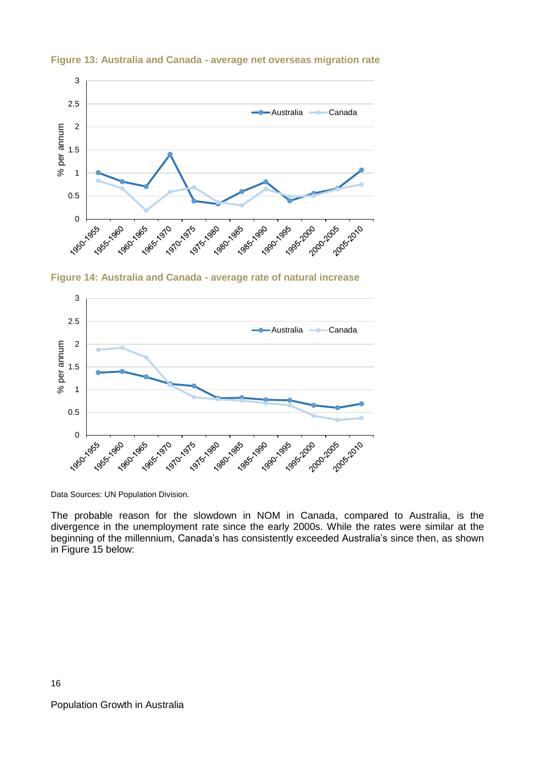**Figure 13: Australia and Canada - average net overseas migration rate**

**Figure 14: Australia and Canada - average rate of natural increase**

Data Sources: UN Population Division.

The probable reason for the slowdown in NOM in Canada, compared to Australia, is the divergence in the unemployment rate since the early 2000s. While the rates were similar at the beginning of the millennium, Canada's has consistently exceeded Australia's since then, as shown in Figure 15 below: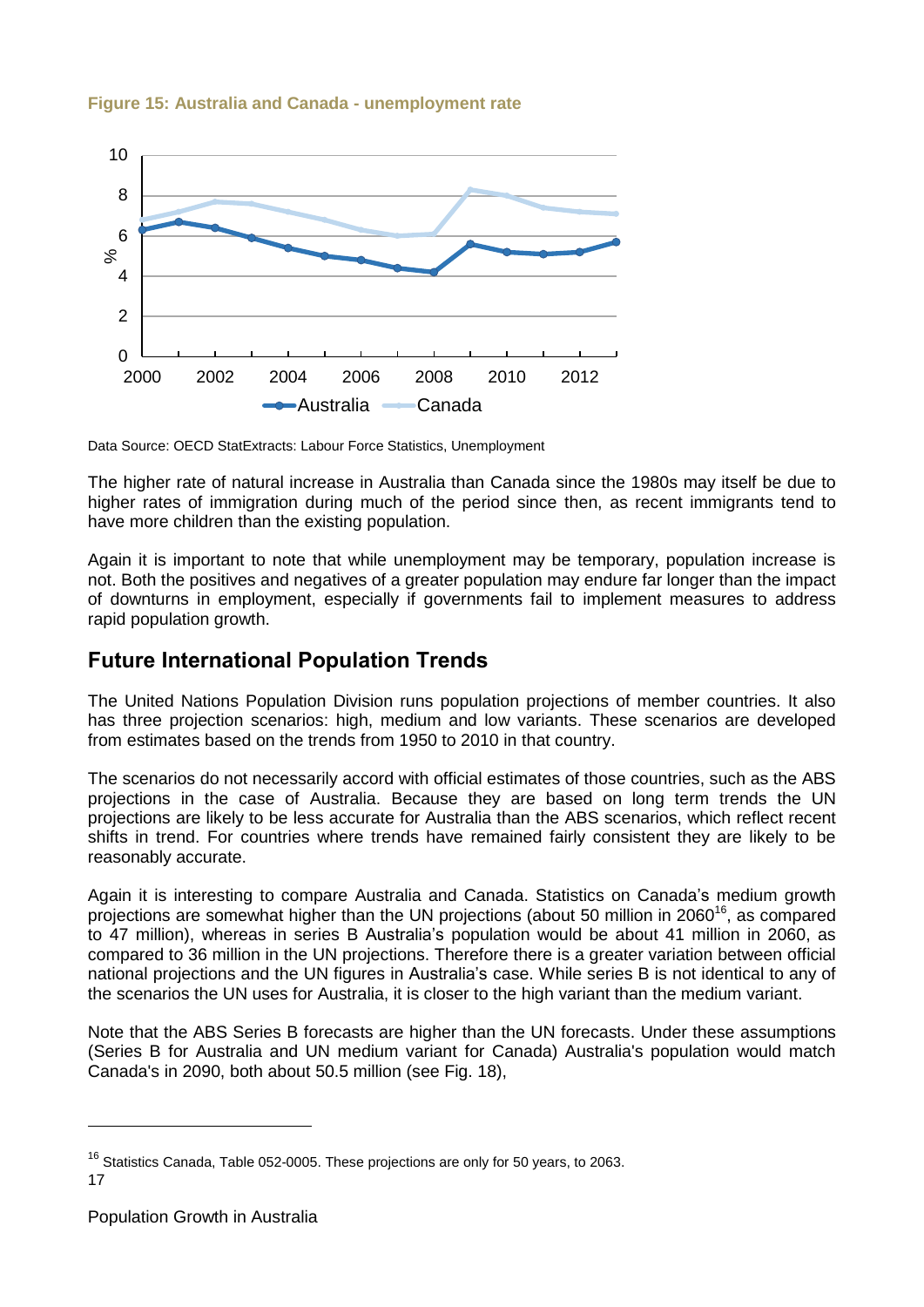**Figure 15: Australia and Canada - unemployment rate**

Data Source: OECD StatExtracts: Labour Force Statistics, Unemployment

The higher rate of natural increase in Australia than Canada since the 1980s may itself be due to higher rates of immigration during much of the period since then, as recent immigrants tend to have more children than the existing population.

Again it is important to note that while unemployment may be temporary, population increase is not. Both the positives and negatives of a greater population may endure far longer than the impact of downturns in employment, especially if governments fail to implement measures to address rapid population growth.

## Future International Population Trends

The United Nations Population Division runs population projections of member countries. It also has three projection scenarios: high, medium and low variants. These scenarios are developed from estimates based on the trends from 1950 to 2010 in that country.

The scenarios do not necessarily accord with official estimates of those countries, such as the ABS projections in the case of Australia. Because they are based on long term trends the UN projections are likely to be less accurate for Australia than the ABS scenarios, which reflect recent shifts in trend. For countries where trends have remained fairly consistent they are likely to be reasonably accurate.

Again it is interesting to compare Australia and Canada. Statistics on Canada's medium growth projections are somewhat higher than the UN projections (about 50 million in 2060[16], as compared to 47 million), whereas in series B Australia's population would be about 41 million in 2060, as compared to 36 million in the UN projections. Therefore there is a greater variation between official national projections and the UN figures in Australia's case. While series B is not identical to any of the scenarios the UN uses for Australia, it is closer to the high variant than the medium variant.

Note that the ABS Series B forecasts are higher than the UN forecasts. Under these assumptions (Series B for Australia and UN medium variant for Canada) Australia's population would match Canada's in 2090, both about 50.5 million (see Fig. 18),

---

[16] Statistics Canada, Table 052-0005. These projections are only for 50 years, to 2063.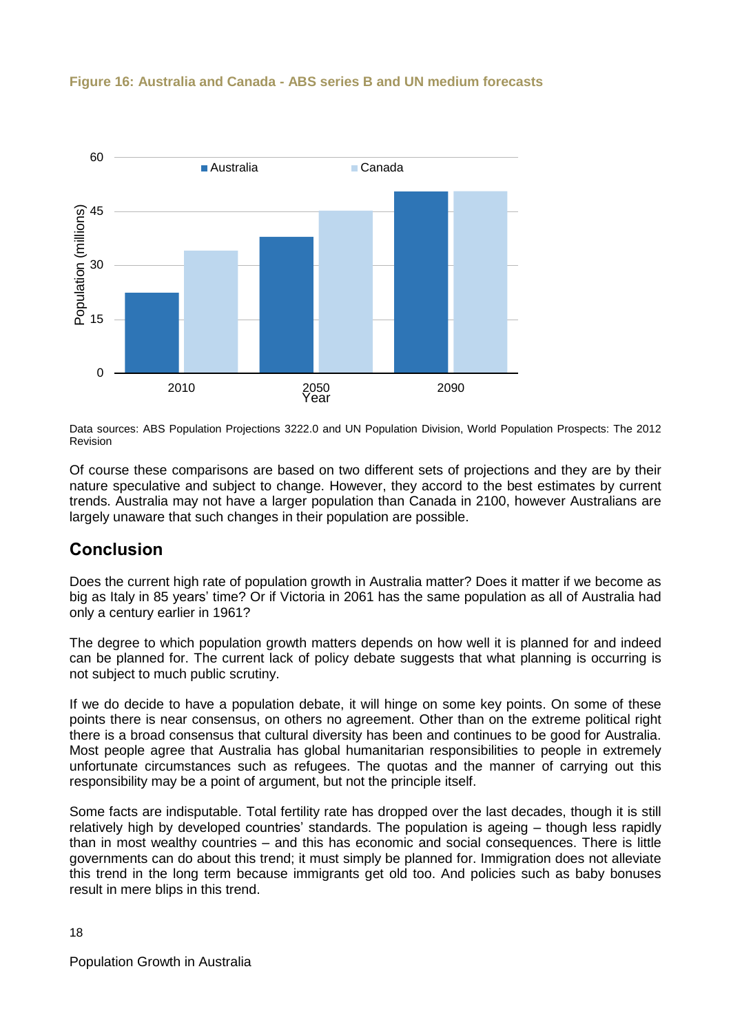**Figure 16: Australia and Canada - ABS series B and UN medium forecasts**

Data sources: ABS Population Projections 3222.0 and UN Population Division, World Population Prospects: The 2012 Revision

Of course these comparisons are based on two different sets of projections and they are by their nature speculative and subject to change. However, they accord to the best estimates by current trends. Australia may not have a larger population than Canada in 2100, however Australians are largely unaware that such changes in their population are possible.

## Conclusion

Does the current high rate of population growth in Australia matter? Does it matter if we become as big as Italy in 85 years' time? Or if Victoria in 2061 has the same population as all of Australia had only a century earlier in 1961?

The degree to which population growth matters depends on how well it is planned for and indeed can be planned for. The current lack of policy debate suggests that what planning is occurring is not subject to much public scrutiny.

If we do decide to have a population debate, it will hinge on some key points. On some of these points there is near consensus, on others no agreement. Other than on the extreme political right there is a broad consensus that cultural diversity has been and continues to be good for Australia. Most people agree that Australia has global humanitarian responsibilities to people in extremely unfortunate circumstances such as refugees. The quotas and the manner of carrying out this responsibility may be a point of argument, but not the principle itself.

Some facts are indisputable. Total fertility rate has dropped over the last decades, though it is still relatively high by developed countries' standards. The population is ageing – though less rapidly than in most wealthy countries – and this has economic and social consequences. There is little governments can do about this trend; it must simply be planned for. Immigration does not alleviate this trend in the long term because immigrants get old too. And policies such as baby bonuses result in mere blips in this trend.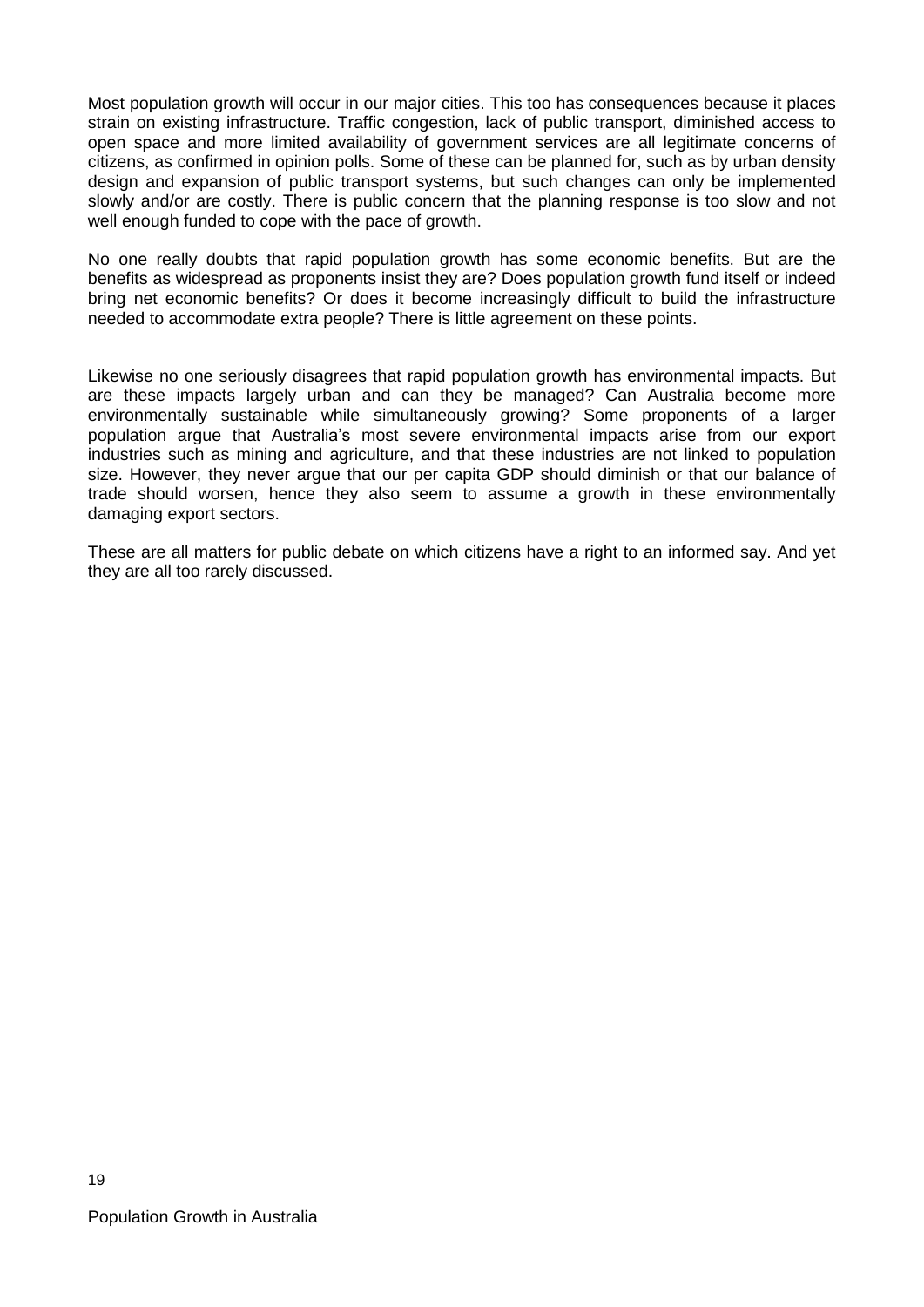Most population growth will occur in our major cities. This too has consequences because it places strain on existing infrastructure. Traffic congestion, lack of public transport, diminished access to open space and more limited availability of government services are all legitimate concerns of citizens, as confirmed in opinion polls. Some of these can be planned for, such as by urban density design and expansion of public transport systems, but such changes can only be implemented slowly and/or are costly. There is public concern that the planning response is too slow and not well enough funded to cope with the pace of growth.

No one really doubts that rapid population growth has some economic benefits. But are the benefits as widespread as proponents insist they are? Does population growth fund itself or indeed bring net economic benefits? Or does it become increasingly difficult to build the infrastructure needed to accommodate extra people? There is little agreement on these points.

Likewise no one seriously disagrees that rapid population growth has environmental impacts. But are these impacts largely urban and can they be managed? Can Australia become more environmentally sustainable while simultaneously growing? Some proponents of a larger population argue that Australia's most severe environmental impacts arise from our export industries such as mining and agriculture, and that these industries are not linked to population size. However, they never argue that our per capita GDP should diminish or that our balance of trade should worsen, hence they also seem to assume a growth in these environmentally damaging export sectors.

These are all matters for public debate on which citizens have a right to an informed say. And yet they are all too rarely discussed.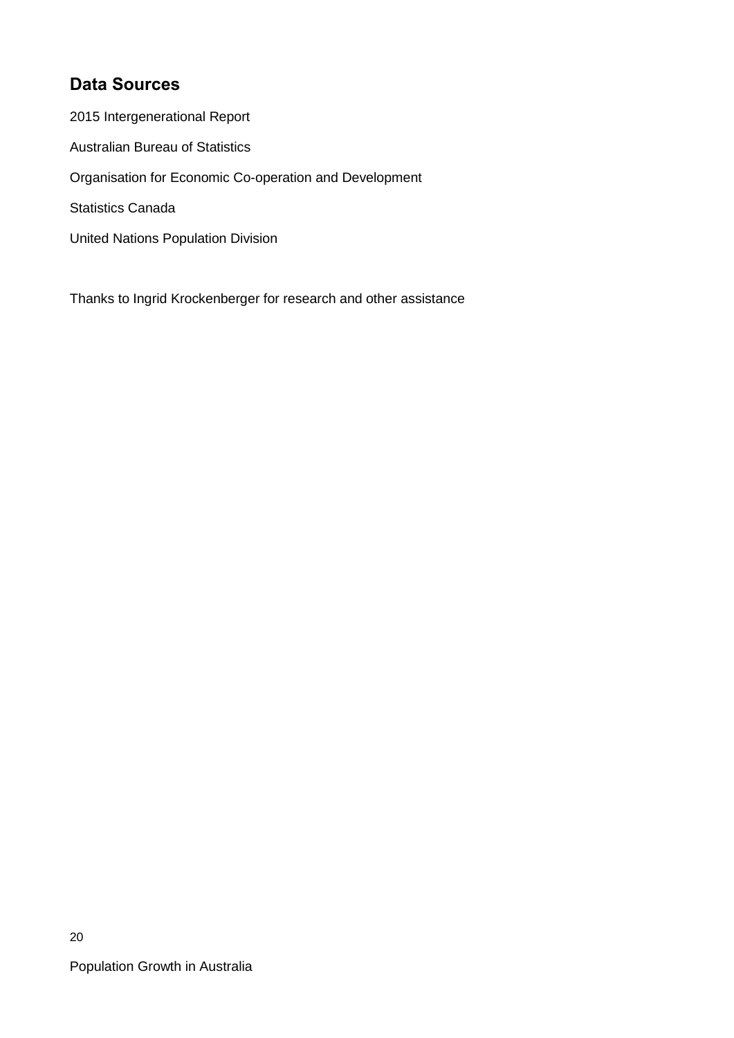## Data Sources

2015 Intergenerational Report

Australian Bureau of Statistics

Organisation for Economic Co-operation and Development

Statistics Canada

United Nations Population Division

Thanks to Ingrid Krockenberger for research and other assistance